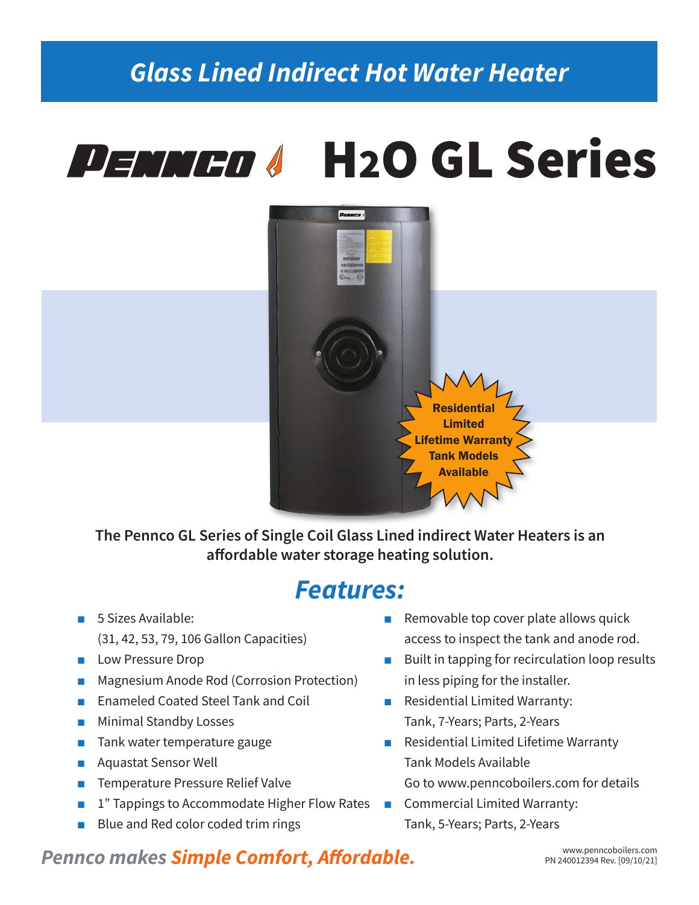# Glass Lined Indirect Hot Water Heater

# PENNCO H2O GL Series

**Residential Limited Lifetime Warranty Tank Models Available**

**The Pennco GL Series of Single Coil Glass Lined indirect Water Heaters is an affordable water storage heating solution.**

## *Features:*

- 5 Sizes Available:
  (31, 42, 53, 79, 106 Gallon Capacities)
- Low Pressure Drop
- Magnesium Anode Rod (Corrosion Protection)
- Enameled Coated Steel Tank and Coil
- Minimal Standby Losses
- Tank water temperature gauge
- Aquastat Sensor Well
- Temperature Pressure Relief Valve
- 1" Tappings to Accommodate Higher Flow Rates
- Blue and Red color coded trim rings
- Removable top cover plate allows quick access to inspect the tank and anode rod.
- Built in tapping for recirculation loop results in less piping for the installer.
- Residential Limited Warranty:
  Tank, 7-Years; Parts, 2-Years
- Residential Limited Lifetime Warranty Tank Models Available
  Go to www.penncoboilers.com for details
- Commercial Limited Warranty:
  Tank, 5-Years; Parts, 2-Years

*Pennco makes* ***Simple Comfort, Affordable.***

www.penncoboilers.com
PN 240012394 Rev. [09/10/21]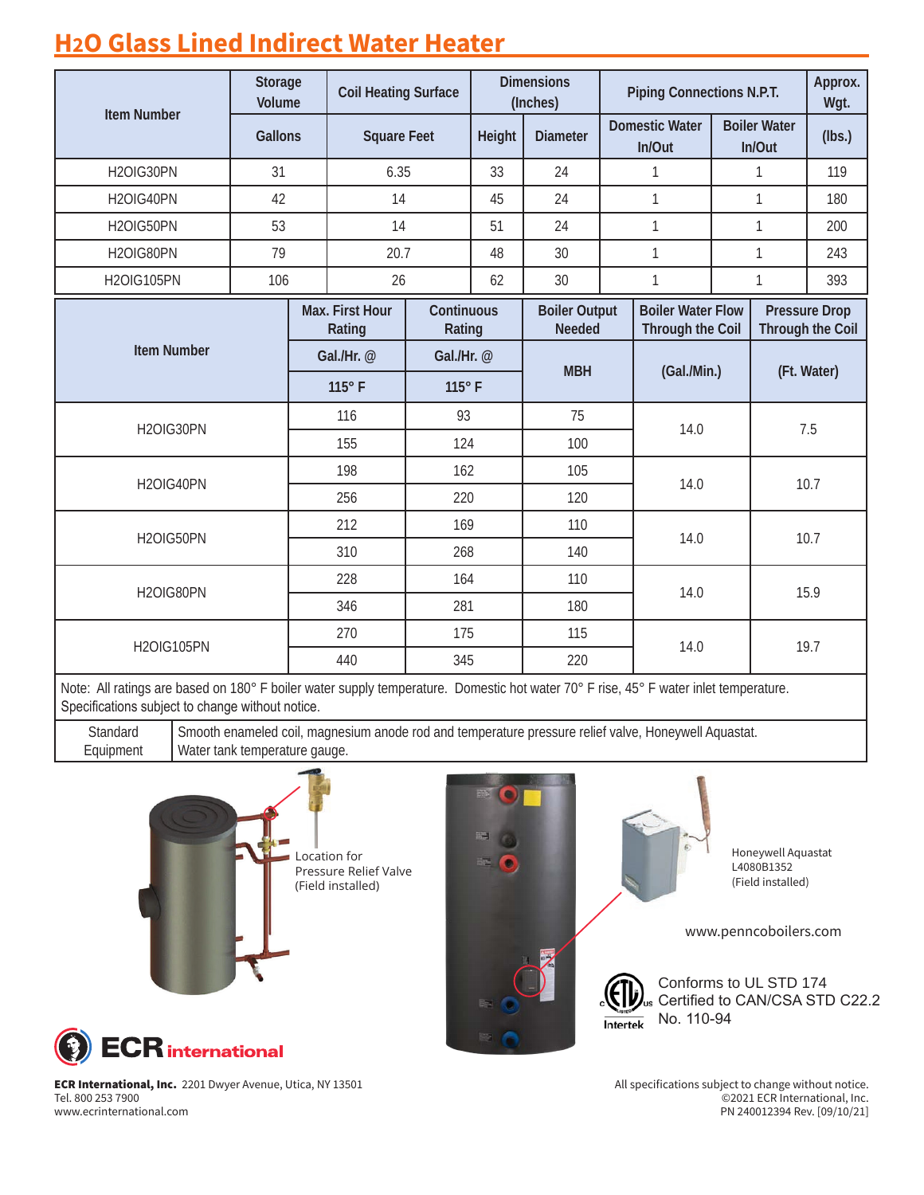# $H_2O$ Glass Lined Indirect Water Heater

| Item Number | Storage Volume | Coil Heating Surface | Dimensions (Inches) | | Piping Connections N.P.T. | | Approx. Wgt. |
|---|---|---|---|---|---|---|---|
| | Gallons | Square Feet | Height | Diameter | Domestic Water In/Out | Boiler Water In/Out | (lbs.) |
| H2OIG30PN | 31 | 6.35 | 33 | 24 | 1 | 1 | 119 |
| H2OIG40PN | 42 | 14 | 45 | 24 | 1 | 1 | 180 |
| H2OIG50PN | 53 | 14 | 51 | 24 | 1 | 1 | 200 |
| H2OIG80PN | 79 | 20.7 | 48 | 30 | 1 | 1 | 243 |
| H2OIG105PN | 106 | 26 | 62 | 30 | 1 | 1 | 393 |

| Item Number | Max. First Hour Rating Gal./Hr. @ 115° F | Continuous Rating Gal./Hr. @ 115° F | Boiler Output Needed MBH | Boiler Water Flow Through the Coil (Gal./Min.) | Pressure Drop Through the Coil (Ft. Water) |
|---|---|---|---|---|---|
| H2OIG30PN | 116 | 93 | 75 | 14.0 | 7.5 |
| | 155 | 124 | 100 | | |
| H2OIG40PN | 198 | 162 | 105 | 14.0 | 10.7 |
| | 256 | 220 | 120 | | |
| H2OIG50PN | 212 | 169 | 110 | 14.0 | 10.7 |
| | 310 | 268 | 140 | | |
| H2OIG80PN | 228 | 164 | 110 | 14.0 | 15.9 |
| | 346 | 281 | 180 | | |
| H2OIG105PN | 270 | 175 | 115 | 14.0 | 19.7 |
| | 440 | 345 | 220 | | |

Note: All ratings are based on 180° F boiler water supply temperature. Domestic hot water 70° F rise, 45° F water inlet temperature. Specifications subject to change without notice.

| | |
|---|---|
| Standard Equipment | Smooth enameled coil, magnesium anode rod and temperature pressure relief valve, Honeywell Aquastat. Water tank temperature gauge. |

Location for Pressure Relief Valve (Field installed)

Honeywell Aquastat L4080B1352 (Field installed)

www.penncoboilers.com

Conforms to UL STD 174
Certified to CAN/CSA STD C22.2 No. 110-94

ECR international

**ECR International, Inc.** 2201 Dwyer Avenue, Utica, NY 13501
Tel. 800 253 7900
www.ecrinternational.com

All specifications subject to change without notice.
©2021 ECR International, Inc.
PN 240012394 Rev. [09/10/21]